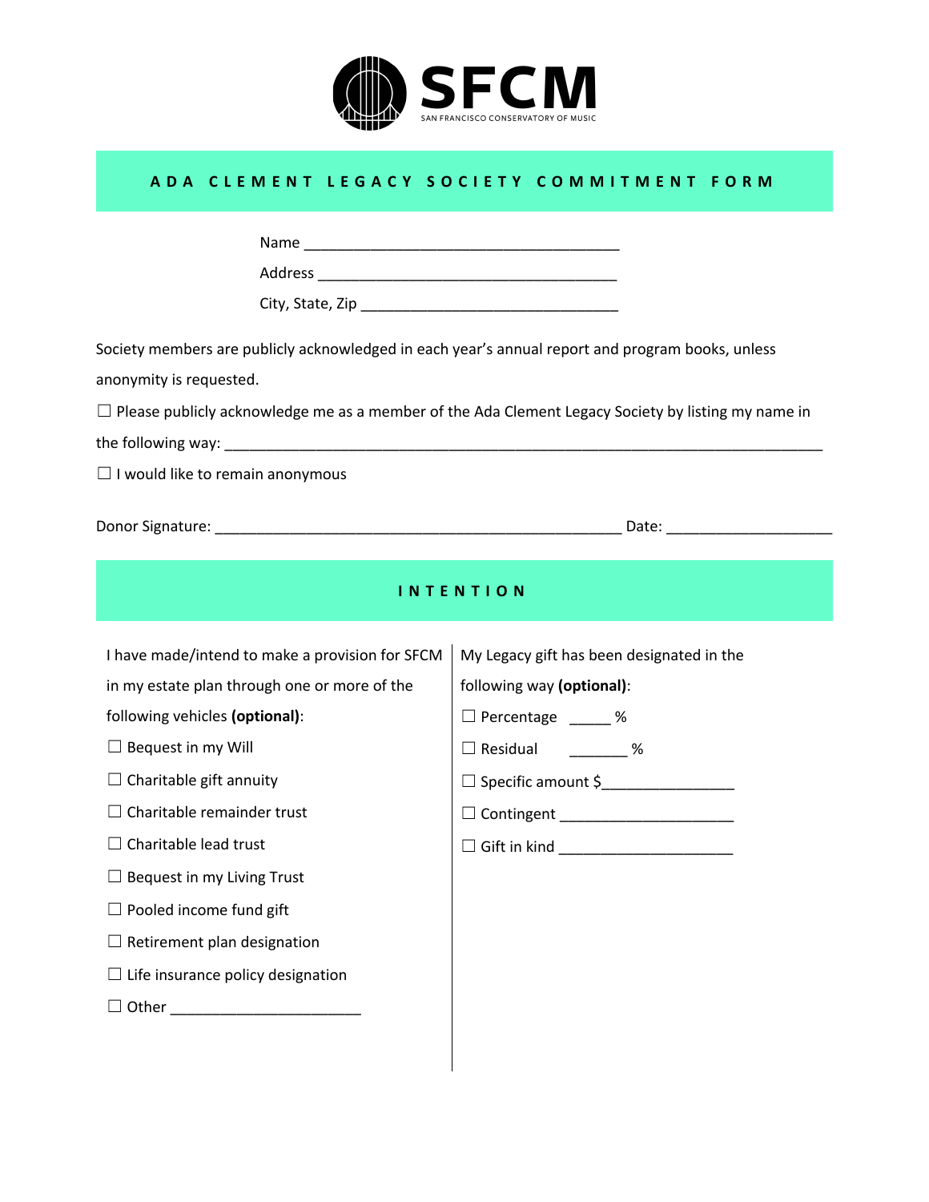SFCM

SAN FRANCISCO CONSERVATORY OF MUSIC

## ADA CLEMENT LEGACY SOCIETY COMMITMENT FORM

Name ______________________________________

Address ____________________________________

City, State, Zip ______________________________

Society members are publicly acknowledged in each year's annual report and program books, unless anonymity is requested.

☐ Please publicly acknowledge me as a member of the Ada Clement Legacy Society by listing my name in the following way: ___________________________________________________________________________

☐ I would like to remain anonymous

Donor Signature: __________________________________________________ Date: ____________________

## INTENTION

I have made/intend to make a provision for SFCM in my estate plan through one or more of the following vehicles **(optional)**:

☐ Bequest in my Will

☐ Charitable gift annuity

☐ Charitable remainder trust

☐ Charitable lead trust

☐ Bequest in my Living Trust

☐ Pooled income fund gift

☐ Retirement plan designation

☐ Life insurance policy designation

☐ Other _______________________

My Legacy gift has been designated in the following way **(optional)**:

☐ Percentage _____ %

☐ Residual _______ %

☐ Specific amount $________________

☐ Contingent _____________________

☐ Gift in kind _____________________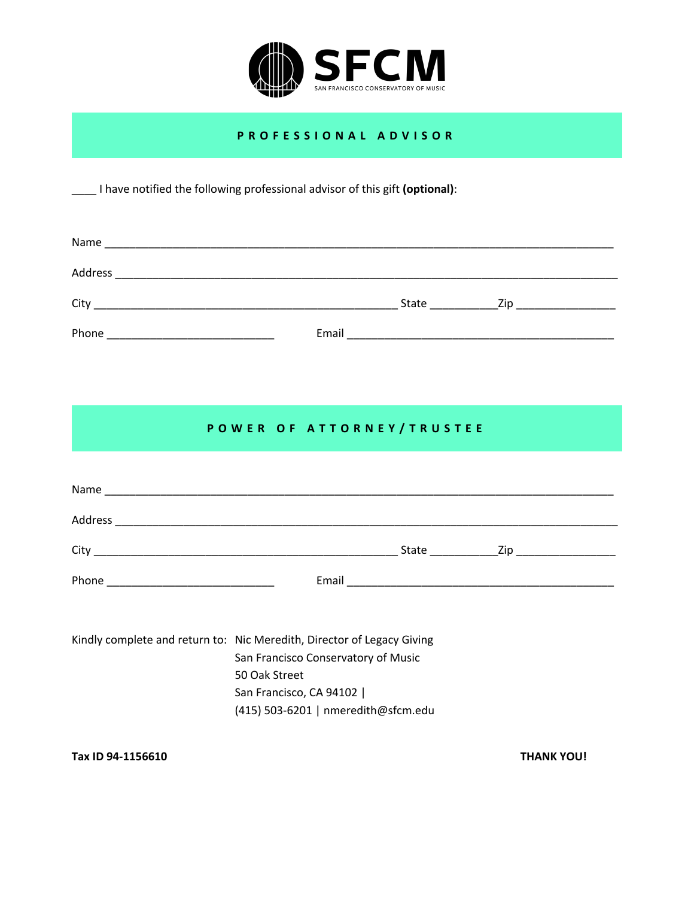SFCM
SAN FRANCISCO CONSERVATORY OF MUSIC

## PROFESSIONAL ADVISOR

____ I have notified the following professional advisor of this gift **(optional)**:

Name ___________________________________________________________________________

Address _________________________________________________________________________

City ______________________________________________ State __________Zip _______________

Phone _________________________ Email ________________________________________

## POWER OF ATTORNEY/TRUSTEE

Name ___________________________________________________________________________

Address _________________________________________________________________________

City ______________________________________________ State __________Zip _______________

Phone _________________________ Email ________________________________________

Kindly complete and return to: Nic Meredith, Director of Legacy Giving
San Francisco Conservatory of Music
50 Oak Street
San Francisco, CA 94102 |
(415) 503-6201 | nmeredith@sfcm.edu

**Tax ID 94-1156610** **THANK YOU!**